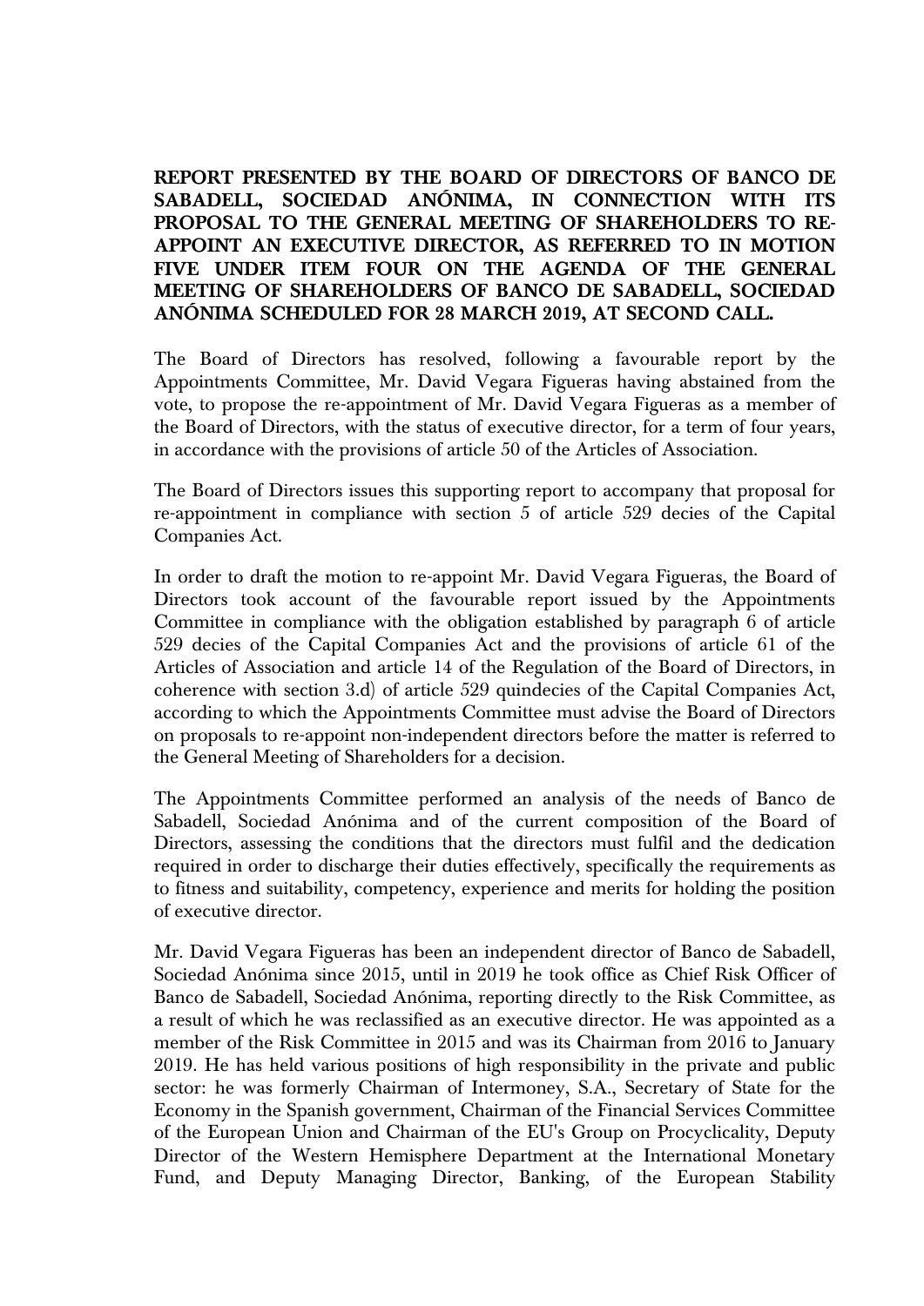**REPORT PRESENTED BY THE BOARD OF DIRECTORS OF BANCO DE SABADELL, SOCIEDAD ANÓNIMA, IN CONNECTION WITH ITS PROPOSAL TO THE GENERAL MEETING OF SHAREHOLDERS TO RE-APPOINT AN EXECUTIVE DIRECTOR, AS REFERRED TO IN MOTION FIVE UNDER ITEM FOUR ON THE AGENDA OF THE GENERAL MEETING OF SHAREHOLDERS OF BANCO DE SABADELL, SOCIEDAD ANÓNIMA SCHEDULED FOR 28 MARCH 2019, AT SECOND CALL.**

The Board of Directors has resolved, following a favourable report by the Appointments Committee, Mr. David Vegara Figueras having abstained from the vote, to propose the re-appointment of Mr. David Vegara Figueras as a member of the Board of Directors, with the status of executive director, for a term of four years, in accordance with the provisions of article 50 of the Articles of Association.

The Board of Directors issues this supporting report to accompany that proposal for re-appointment in compliance with section 5 of article 529 decies of the Capital Companies Act.

In order to draft the motion to re-appoint Mr. David Vegara Figueras, the Board of Directors took account of the favourable report issued by the Appointments Committee in compliance with the obligation established by paragraph 6 of article 529 decies of the Capital Companies Act and the provisions of article 61 of the Articles of Association and article 14 of the Regulation of the Board of Directors, in coherence with section 3.d) of article 529 quindecies of the Capital Companies Act, according to which the Appointments Committee must advise the Board of Directors on proposals to re-appoint non-independent directors before the matter is referred to the General Meeting of Shareholders for a decision.

The Appointments Committee performed an analysis of the needs of Banco de Sabadell, Sociedad Anónima and of the current composition of the Board of Directors, assessing the conditions that the directors must fulfil and the dedication required in order to discharge their duties effectively, specifically the requirements as to fitness and suitability, competency, experience and merits for holding the position of executive director.

Mr. David Vegara Figueras has been an independent director of Banco de Sabadell, Sociedad Anónima since 2015, until in 2019 he took office as Chief Risk Officer of Banco de Sabadell, Sociedad Anónima, reporting directly to the Risk Committee, as a result of which he was reclassified as an executive director. He was appointed as a member of the Risk Committee in 2015 and was its Chairman from 2016 to January 2019. He has held various positions of high responsibility in the private and public sector: he was formerly Chairman of Intermoney, S.A., Secretary of State for the Economy in the Spanish government, Chairman of the Financial Services Committee of the European Union and Chairman of the EU's Group on Procyclicality, Deputy Director of the Western Hemisphere Department at the International Monetary Fund, and Deputy Managing Director, Banking, of the European Stability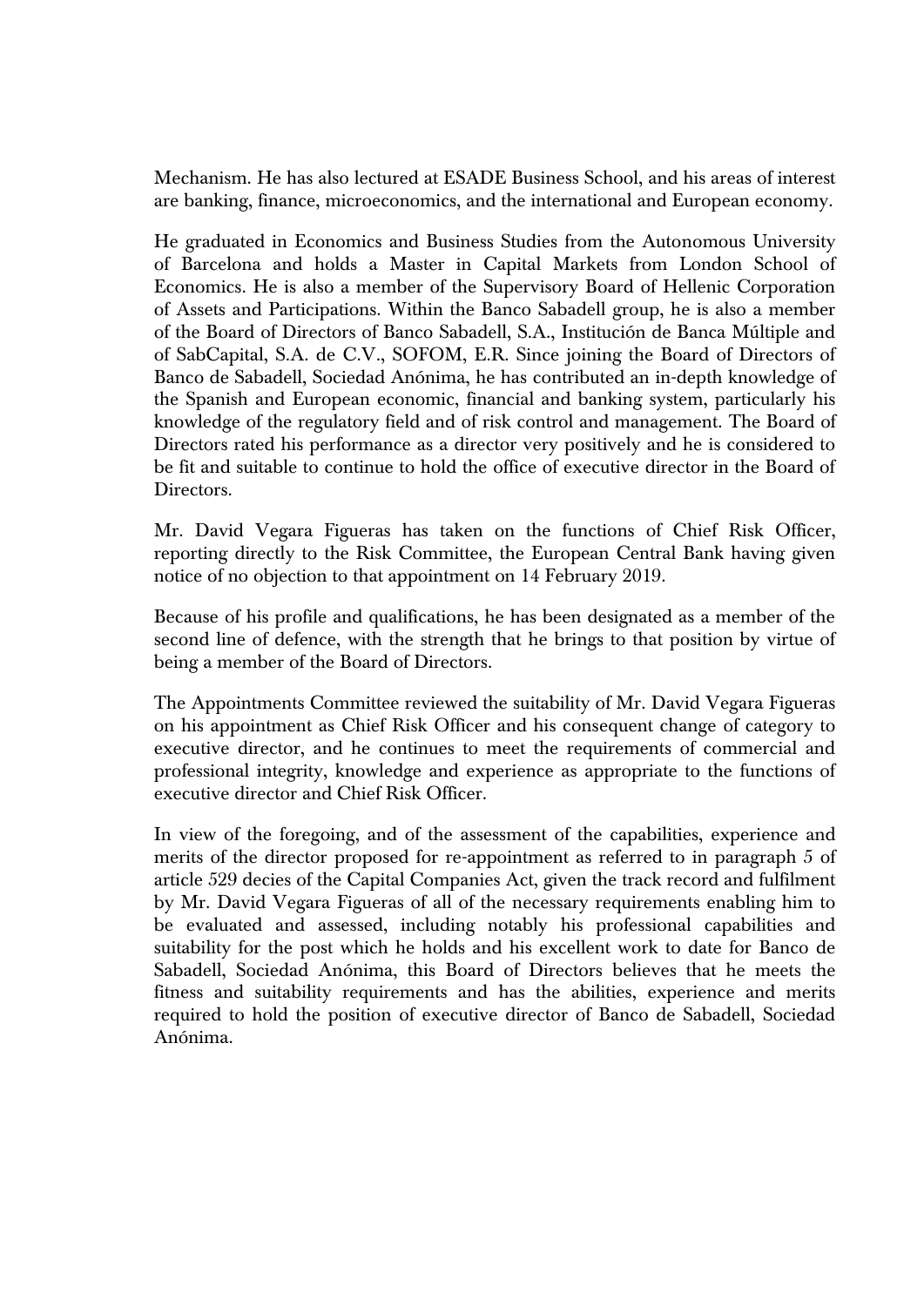Mechanism. He has also lectured at ESADE Business School, and his areas of interest are banking, finance, microeconomics, and the international and European economy.

He graduated in Economics and Business Studies from the Autonomous University of Barcelona and holds a Master in Capital Markets from London School of Economics. He is also a member of the Supervisory Board of Hellenic Corporation of Assets and Participations. Within the Banco Sabadell group, he is also a member of the Board of Directors of Banco Sabadell, S.A., Institución de Banca Múltiple and of SabCapital, S.A. de C.V., SOFOM, E.R. Since joining the Board of Directors of Banco de Sabadell, Sociedad Anónima, he has contributed an in-depth knowledge of the Spanish and European economic, financial and banking system, particularly his knowledge of the regulatory field and of risk control and management. The Board of Directors rated his performance as a director very positively and he is considered to be fit and suitable to continue to hold the office of executive director in the Board of Directors.

Mr. David Vegara Figueras has taken on the functions of Chief Risk Officer, reporting directly to the Risk Committee, the European Central Bank having given notice of no objection to that appointment on 14 February 2019.

Because of his profile and qualifications, he has been designated as a member of the second line of defence, with the strength that he brings to that position by virtue of being a member of the Board of Directors.

The Appointments Committee reviewed the suitability of Mr. David Vegara Figueras on his appointment as Chief Risk Officer and his consequent change of category to executive director, and he continues to meet the requirements of commercial and professional integrity, knowledge and experience as appropriate to the functions of executive director and Chief Risk Officer.

In view of the foregoing, and of the assessment of the capabilities, experience and merits of the director proposed for re-appointment as referred to in paragraph 5 of article 529 decies of the Capital Companies Act, given the track record and fulfilment by Mr. David Vegara Figueras of all of the necessary requirements enabling him to be evaluated and assessed, including notably his professional capabilities and suitability for the post which he holds and his excellent work to date for Banco de Sabadell, Sociedad Anónima, this Board of Directors believes that he meets the fitness and suitability requirements and has the abilities, experience and merits required to hold the position of executive director of Banco de Sabadell, Sociedad Anónima.